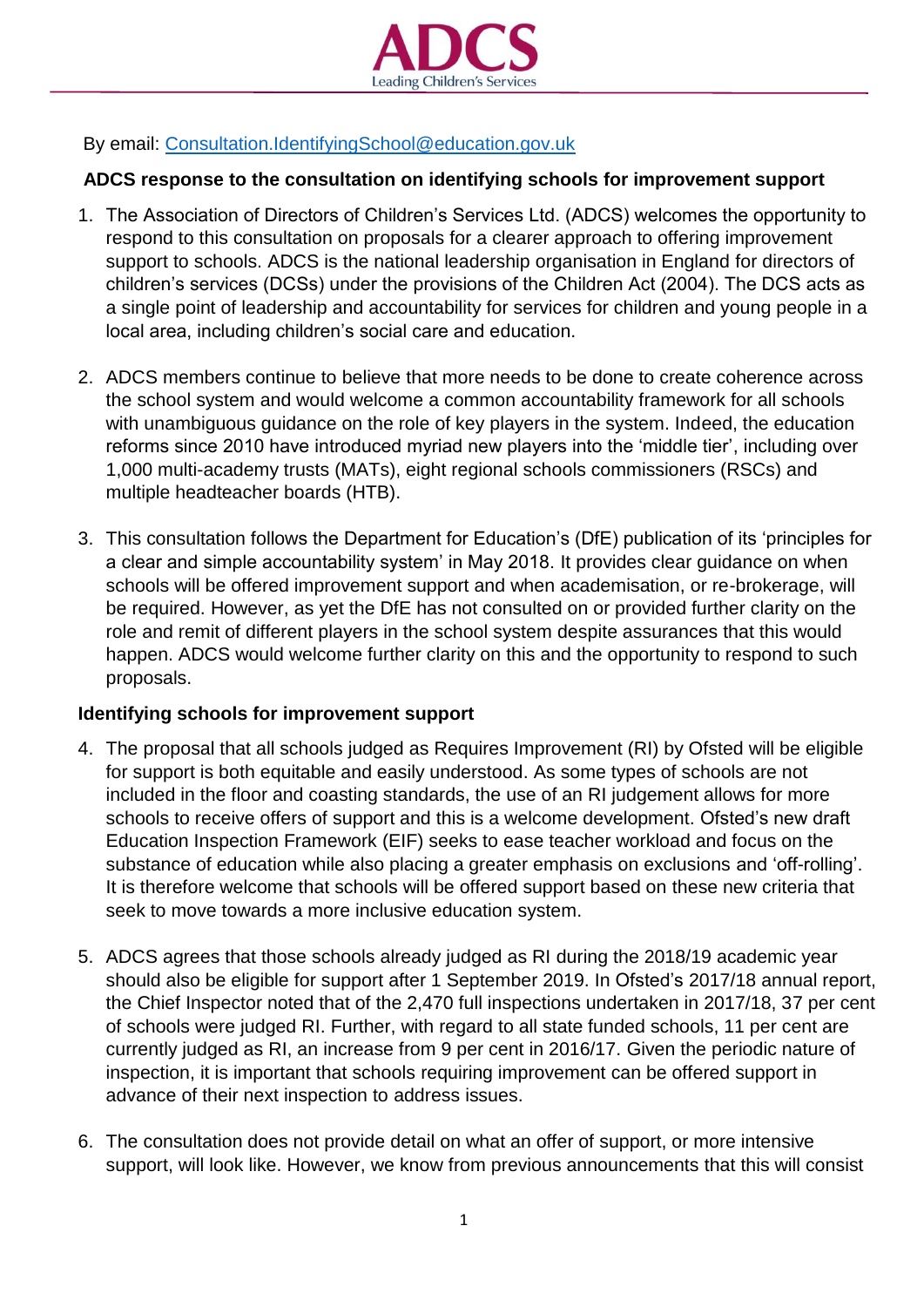ADCS
Leading Children's Services

By email: [Consultation.IdentifyingSchool@education.gov.uk](mailto:Consultation.IdentifyingSchool@education.gov.uk)

**ADCS response to the consultation on identifying schools for improvement support**

1. The Association of Directors of Children's Services Ltd. (ADCS) welcomes the opportunity to respond to this consultation on proposals for a clearer approach to offering improvement support to schools. ADCS is the national leadership organisation in England for directors of children's services (DCSs) under the provisions of the Children Act (2004). The DCS acts as a single point of leadership and accountability for services for children and young people in a local area, including children's social care and education.

2. ADCS members continue to believe that more needs to be done to create coherence across the school system and would welcome a common accountability framework for all schools with unambiguous guidance on the role of key players in the system. Indeed, the education reforms since 2010 have introduced myriad new players into the 'middle tier', including over 1,000 multi-academy trusts (MATs), eight regional schools commissioners (RSCs) and multiple headteacher boards (HTB).

3. This consultation follows the Department for Education's (DfE) publication of its 'principles for a clear and simple accountability system' in May 2018. It provides clear guidance on when schools will be offered improvement support and when academisation, or re-brokerage, will be required. However, as yet the DfE has not consulted on or provided further clarity on the role and remit of different players in the school system despite assurances that this would happen. ADCS would welcome further clarity on this and the opportunity to respond to such proposals.

**Identifying schools for improvement support**

4. The proposal that all schools judged as Requires Improvement (RI) by Ofsted will be eligible for support is both equitable and easily understood. As some types of schools are not included in the floor and coasting standards, the use of an RI judgement allows for more schools to receive offers of support and this is a welcome development. Ofsted's new draft Education Inspection Framework (EIF) seeks to ease teacher workload and focus on the substance of education while also placing a greater emphasis on exclusions and 'off-rolling'. It is therefore welcome that schools will be offered support based on these new criteria that seek to move towards a more inclusive education system.

5. ADCS agrees that those schools already judged as RI during the 2018/19 academic year should also be eligible for support after 1 September 2019. In Ofsted's 2017/18 annual report, the Chief Inspector noted that of the 2,470 full inspections undertaken in 2017/18, 37 per cent of schools were judged RI. Further, with regard to all state funded schools, 11 per cent are currently judged as RI, an increase from 9 per cent in 2016/17. Given the periodic nature of inspection, it is important that schools requiring improvement can be offered support in advance of their next inspection to address issues.

6. The consultation does not provide detail on what an offer of support, or more intensive support, will look like. However, we know from previous announcements that this will consist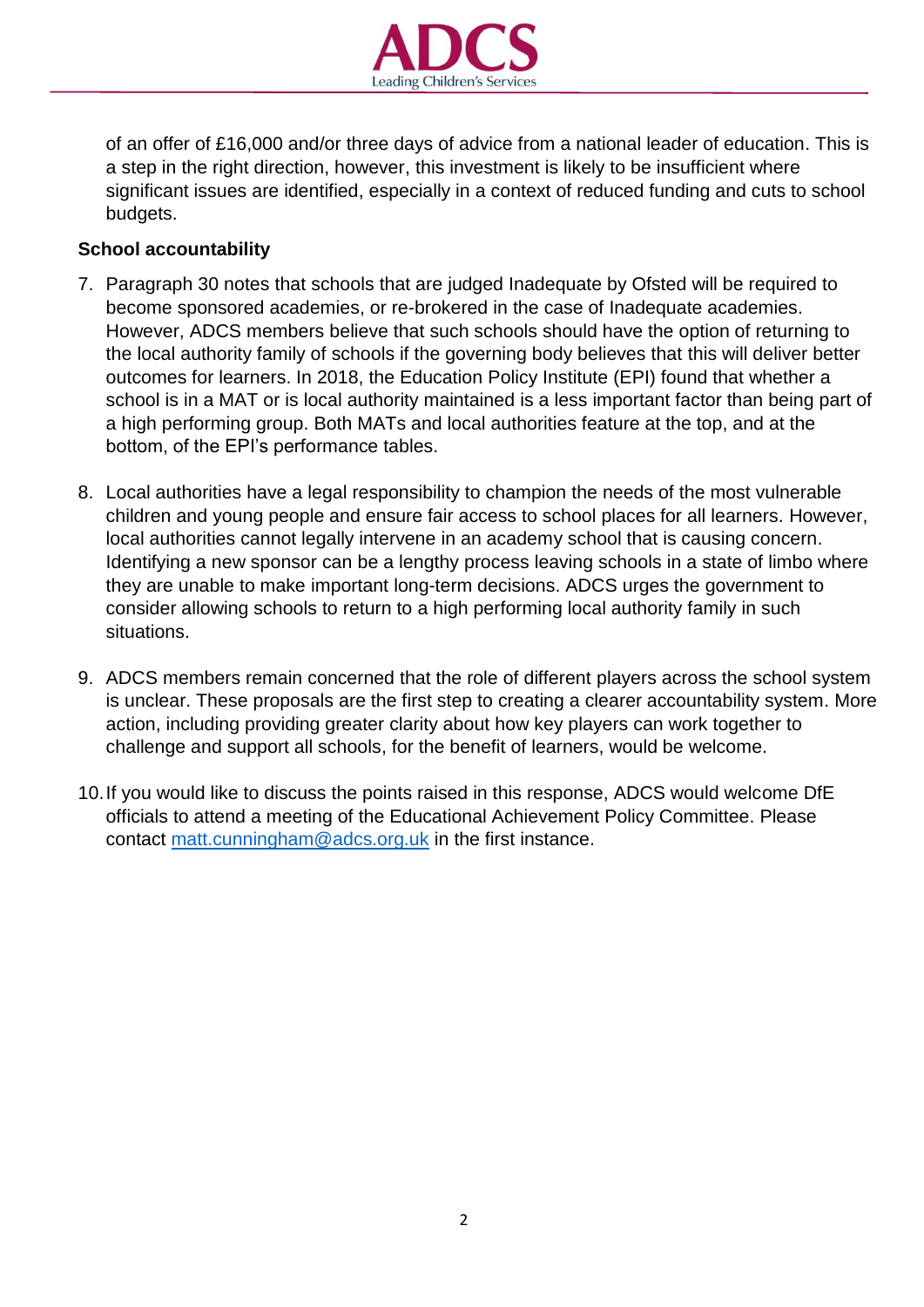of an offer of £16,000 and/or three days of advice from a national leader of education. This is a step in the right direction, however, this investment is likely to be insufficient where significant issues are identified, especially in a context of reduced funding and cuts to school budgets.

**School accountability**

7. Paragraph 30 notes that schools that are judged Inadequate by Ofsted will be required to become sponsored academies, or re-brokered in the case of Inadequate academies. However, ADCS members believe that such schools should have the option of returning to the local authority family of schools if the governing body believes that this will deliver better outcomes for learners. In 2018, the Education Policy Institute (EPI) found that whether a school is in a MAT or is local authority maintained is a less important factor than being part of a high performing group. Both MATs and local authorities feature at the top, and at the bottom, of the EPI's performance tables.

8. Local authorities have a legal responsibility to champion the needs of the most vulnerable children and young people and ensure fair access to school places for all learners. However, local authorities cannot legally intervene in an academy school that is causing concern. Identifying a new sponsor can be a lengthy process leaving schools in a state of limbo where they are unable to make important long-term decisions. ADCS urges the government to consider allowing schools to return to a high performing local authority family in such situations.

9. ADCS members remain concerned that the role of different players across the school system is unclear. These proposals are the first step to creating a clearer accountability system. More action, including providing greater clarity about how key players can work together to challenge and support all schools, for the benefit of learners, would be welcome.

10. If you would like to discuss the points raised in this response, ADCS would welcome DfE officials to attend a meeting of the Educational Achievement Policy Committee. Please contact matt.cunningham@adcs.org.uk in the first instance.